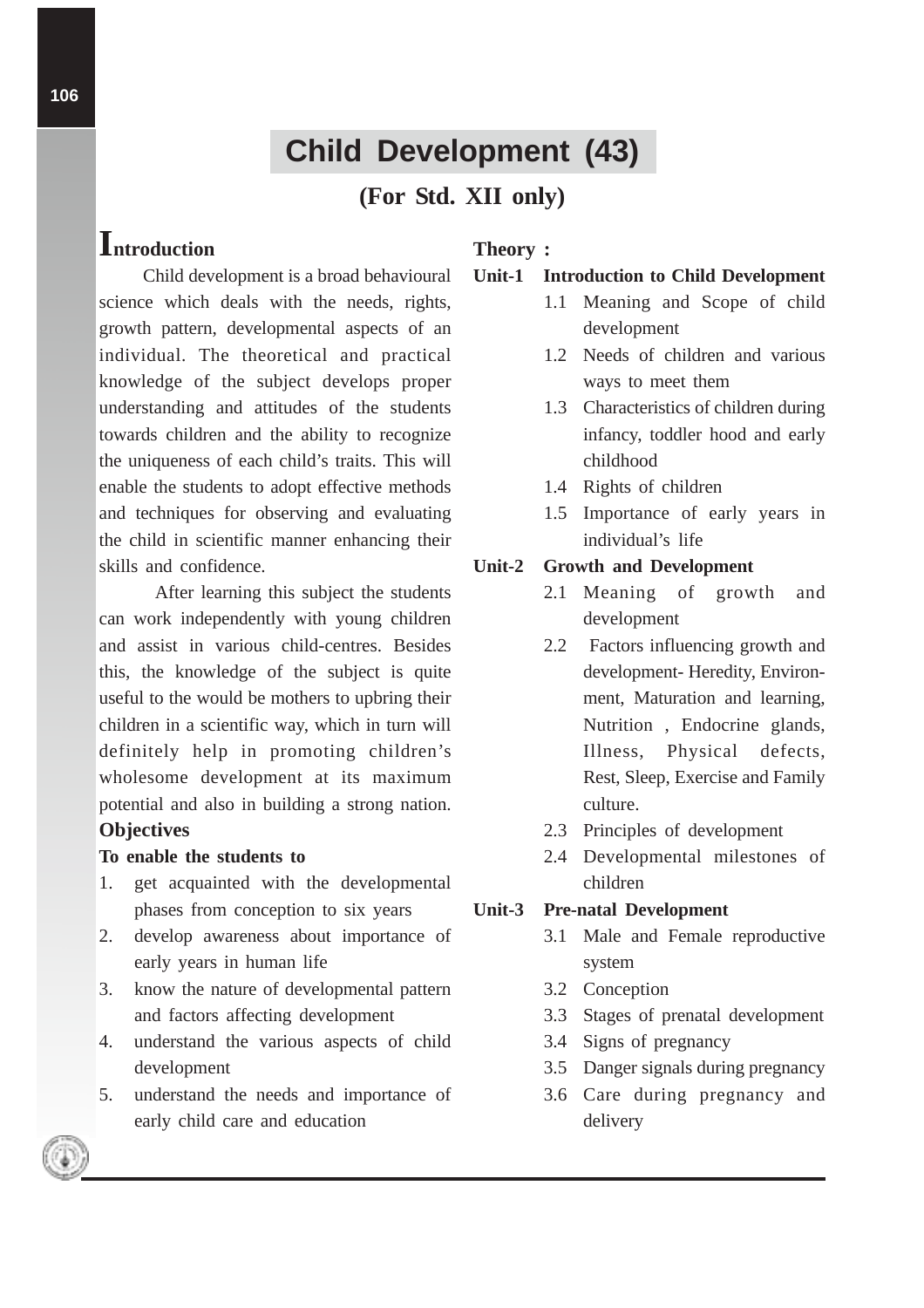# Child Development (43)

## (For Std. XII only)

## Introduction

Child development is a broad behavioural science which deals with the needs, rights, growth pattern, developmental aspects of an individual. The theoretical and practical knowledge of the subject develops proper understanding and attitudes of the students towards children and the ability to recognize the uniqueness of each child's traits. This will enable the students to adopt effective methods and techniques for observing and evaluating the child in scientific manner enhancing their skills and confidence.

After learning this subject the students can work independently with young children and assist in various child-centres. Besides this, the knowledge of the subject is quite useful to the would be mothers to upbring their children in a scientific way, which in turn will definitely help in promoting children's wholesome development at its maximum potential and also in building a strong nation.

### Objectives

**To enable the students to**

1. get acquainted with the developmental phases from conception to six years
2. develop awareness about importance of early years in human life
3. know the nature of developmental pattern and factors affecting development
4. understand the various aspects of child development
5. understand the needs and importance of early child care and education

### Theory :

**Unit-1 Introduction to Child Development**

- 1.1 Meaning and Scope of child development
- 1.2 Needs of children and various ways to meet them
- 1.3 Characteristics of children during infancy, toddler hood and early childhood
- 1.4 Rights of children
- 1.5 Importance of early years in individual's life

**Unit-2 Growth and Development**

- 2.1 Meaning of growth and development
- 2.2 Factors influencing growth and development- Heredity, Environment, Maturation and learning, Nutrition , Endocrine glands, Illness, Physical defects, Rest, Sleep, Exercise and Family culture.
- 2.3 Principles of development
- 2.4 Developmental milestones of children

**Unit-3 Pre-natal Development**

- 3.1 Male and Female reproductive system
- 3.2 Conception
- 3.3 Stages of prenatal development
- 3.4 Signs of pregnancy
- 3.5 Danger signals during pregnancy
- 3.6 Care during pregnancy and delivery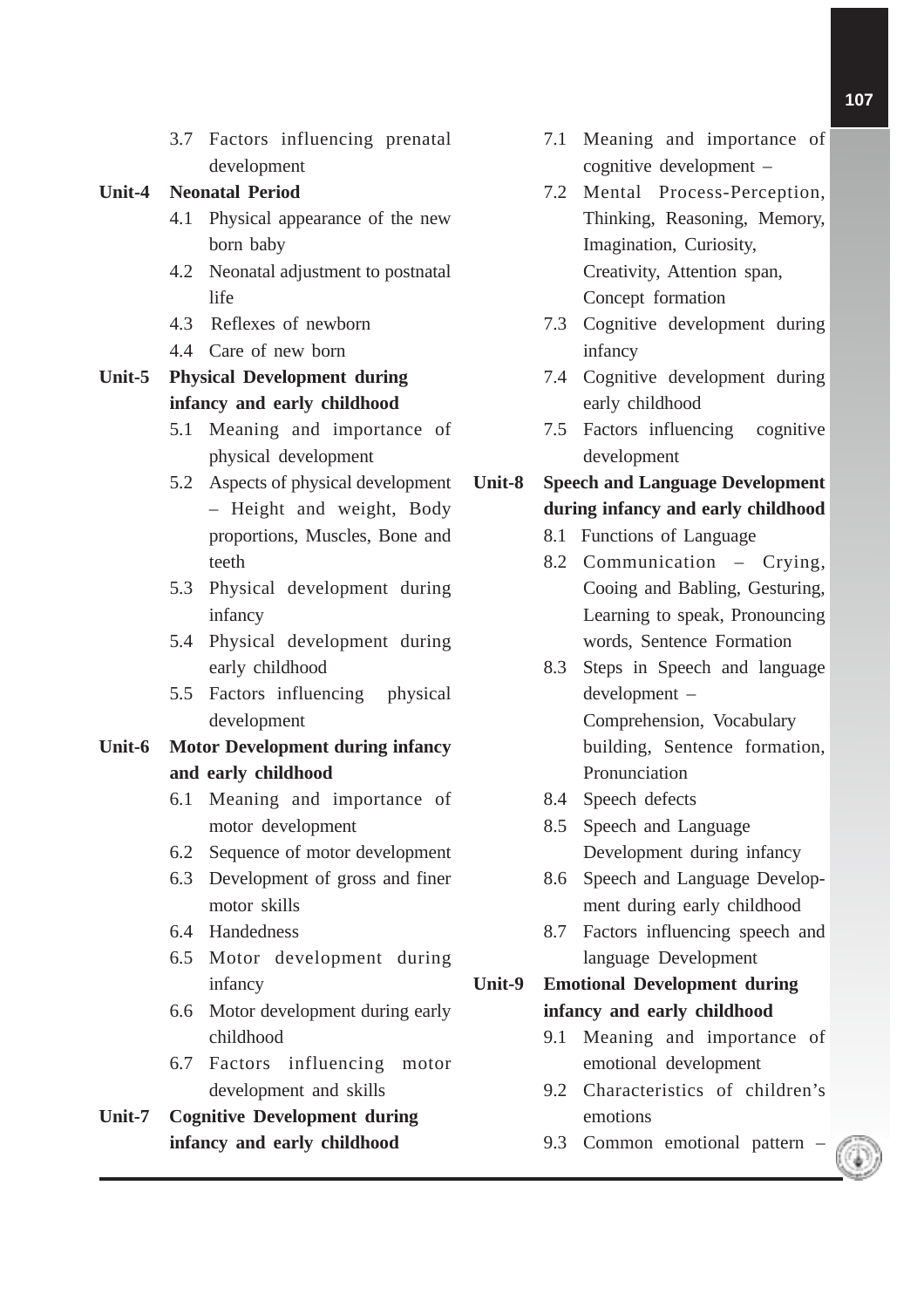- 3.7 Factors influencing prenatal development

**Unit-4 Neonatal Period**

- 4.1 Physical appearance of the new born baby
- 4.2 Neonatal adjustment to postnatal life
- 4.3 Reflexes of newborn
- 4.4 Care of new born

**Unit-5 Physical Development during infancy and early childhood**

- 5.1 Meaning and importance of physical development
- 5.2 Aspects of physical development – Height and weight, Body proportions, Muscles, Bone and teeth
- 5.3 Physical development during infancy
- 5.4 Physical development during early childhood
- 5.5 Factors influencing physical development

**Unit-6 Motor Development during infancy and early childhood**

- 6.1 Meaning and importance of motor development
- 6.2 Sequence of motor development
- 6.3 Development of gross and finer motor skills
- 6.4 Handedness
- 6.5 Motor development during infancy
- 6.6 Motor development during early childhood
- 6.7 Factors influencing motor development and skills

**Unit-7 Cognitive Development during infancy and early childhood**

- 7.1 Meaning and importance of cognitive development –
- 7.2 Mental Process-Perception, Thinking, Reasoning, Memory, Imagination, Curiosity, Creativity, Attention span, Concept formation
- 7.3 Cognitive development during infancy
- 7.4 Cognitive development during early childhood
- 7.5 Factors influencing cognitive development

**Unit-8 Speech and Language Development during infancy and early childhood**

- 8.1 Functions of Language
- 8.2 Communication – Crying, Cooing and Babling, Gesturing, Learning to speak, Pronouncing words, Sentence Formation
- 8.3 Steps in Speech and language development – Comprehension, Vocabulary building, Sentence formation, Pronunciation
- 8.4 Speech defects
- 8.5 Speech and Language Development during infancy
- 8.6 Speech and Language Development during early childhood
- 8.7 Factors influencing speech and language Development

**Unit-9 Emotional Development during infancy and early childhood**

- 9.1 Meaning and importance of emotional development
- 9.2 Characteristics of children's emotions
- 9.3 Common emotional pattern –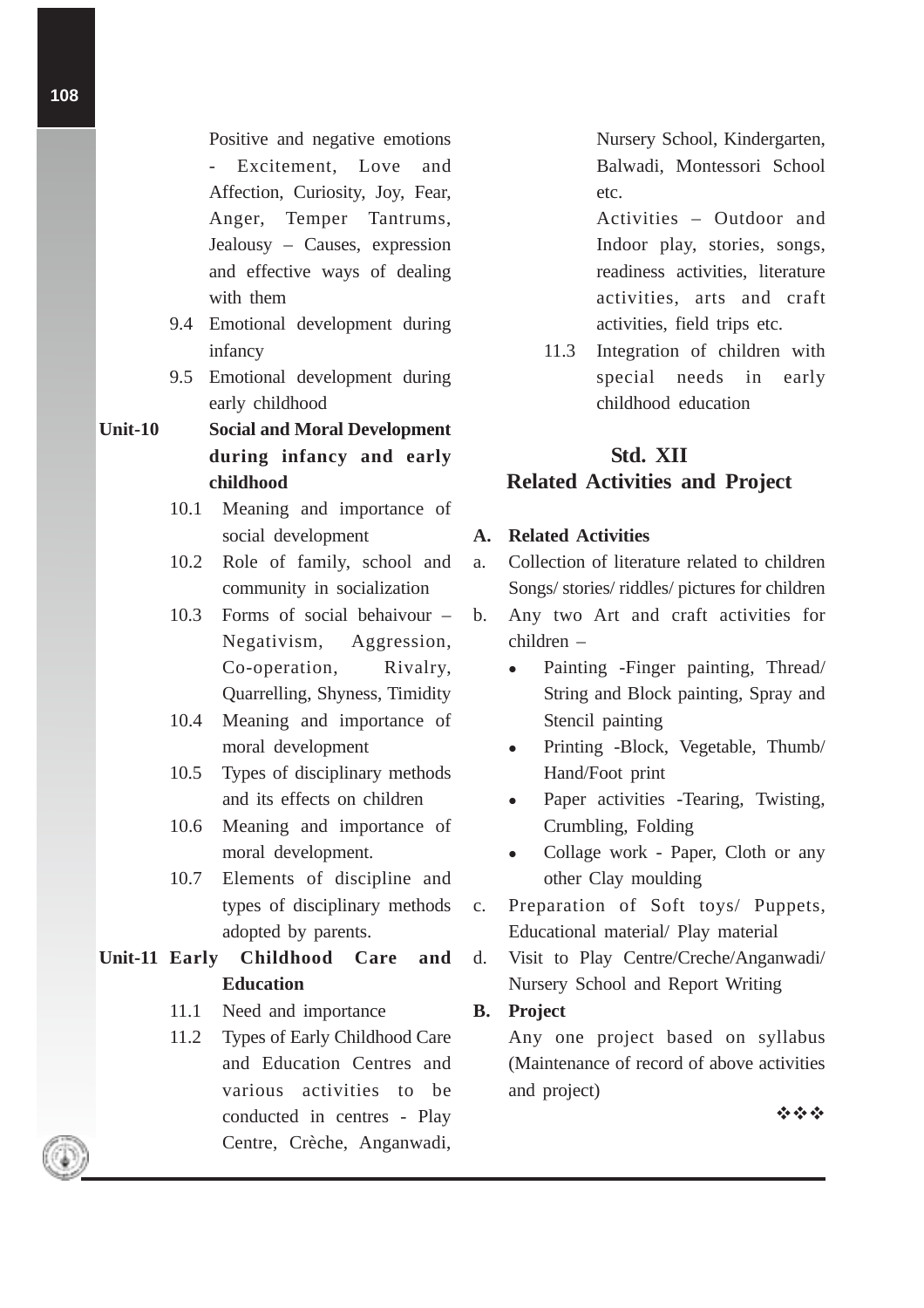Positive and negative emotions - Excitement, Love and Affection, Curiosity, Joy, Fear, Anger, Temper Tantrums, Jealousy – Causes, expression and effective ways of dealing with them

9.4 Emotional development during infancy

9.5 Emotional development during early childhood

**Unit-10 Social and Moral Development during infancy and early childhood**

10.1 Meaning and importance of social development

10.2 Role of family, school and community in socialization

10.3 Forms of social behaivour – Negativism, Aggression, Co-operation, Rivalry, Quarrelling, Shyness, Timidity

10.4 Meaning and importance of moral development

10.5 Types of disciplinary methods and its effects on children

10.6 Meaning and importance of moral development.

10.7 Elements of discipline and types of disciplinary methods adopted by parents.

**Unit-11 Early Childhood Care and Education**

11.1 Need and importance

11.2 Types of Early Childhood Care and Education Centres and various activities to be conducted in centres - Play Centre, Crèche, Anganwadi, Nursery School, Kindergarten, Balwadi, Montessori School etc.

Activities – Outdoor and Indoor play, stories, songs, readiness activities, literature activities, arts and craft activities, field trips etc.

11.3 Integration of children with special needs in early childhood education

## Std. XII
## Related Activities and Project

**A. Related Activities**

a. Collection of literature related to children Songs/ stories/ riddles/ pictures for children

b. Any two Art and craft activities for children –
- Painting -Finger painting, Thread/ String and Block painting, Spray and Stencil painting
- Printing -Block, Vegetable, Thumb/ Hand/Foot print
- Paper activities -Tearing, Twisting, Crumbling, Folding
- Collage work - Paper, Cloth or any other Clay moulding

c. Preparation of Soft toys/ Puppets, Educational material/ Play material

d. Visit to Play Centre/Creche/Anganwadi/ Nursery School and Report Writing

**B. Project**

Any one project based on syllabus (Maintenance of record of above activities and project)

❖❖❖